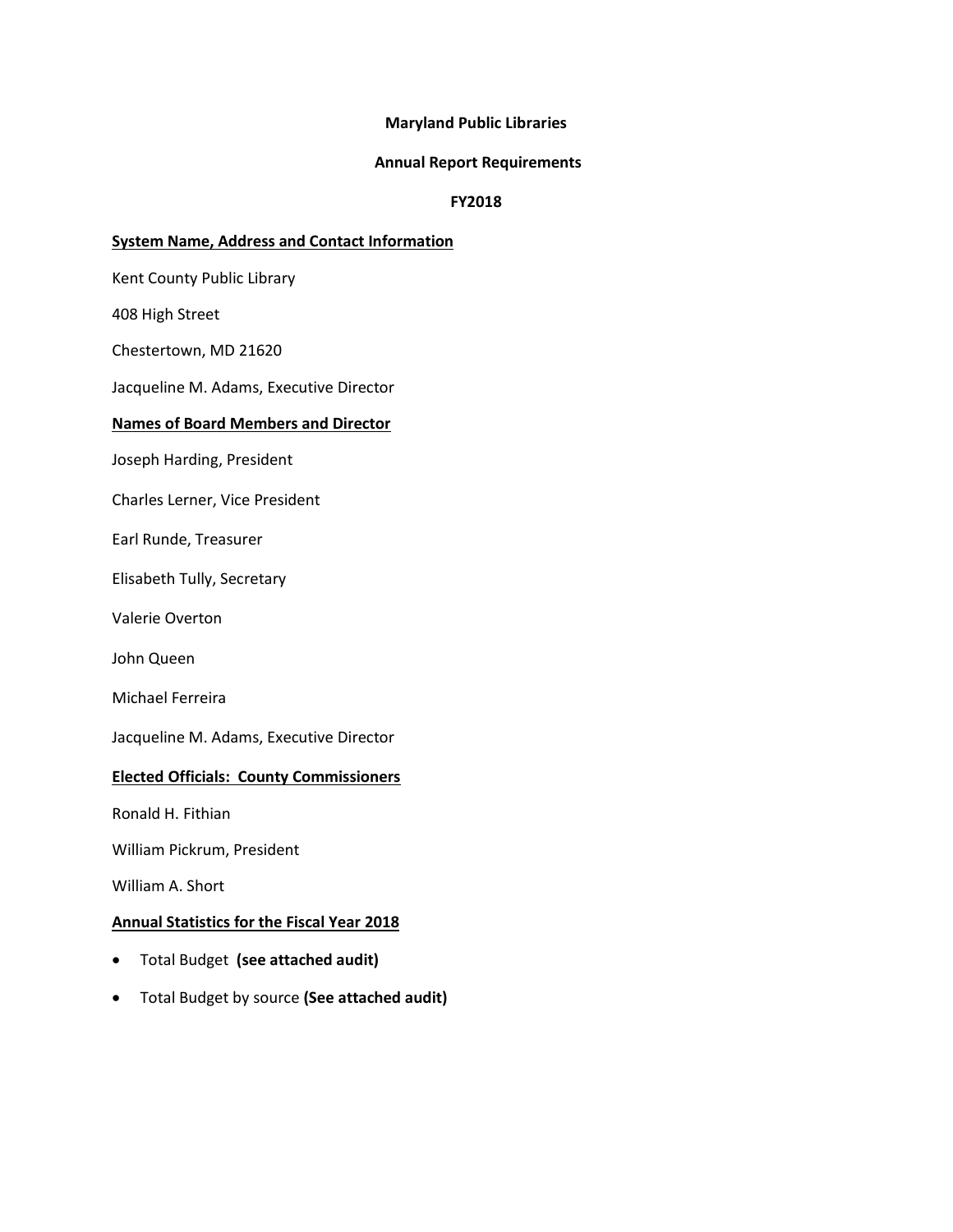# Maryland Public Libraries

## Annual Report Requirements

## FY2018

**System Name, Address and Contact Information**

Kent County Public Library

408 High Street

Chestertown, MD 21620

Jacqueline M. Adams, Executive Director

**Names of Board Members and Director**

Joseph Harding, President

Charles Lerner, Vice President

Earl Runde, Treasurer

Elisabeth Tully, Secretary

Valerie Overton

John Queen

Michael Ferreira

Jacqueline M. Adams, Executive Director

**Elected Officials: County Commissioners**

Ronald H. Fithian

William Pickrum, President

William A. Short

**Annual Statistics for the Fiscal Year 2018**

- Total Budget **(see attached audit)**
- Total Budget by source **(See attached audit)**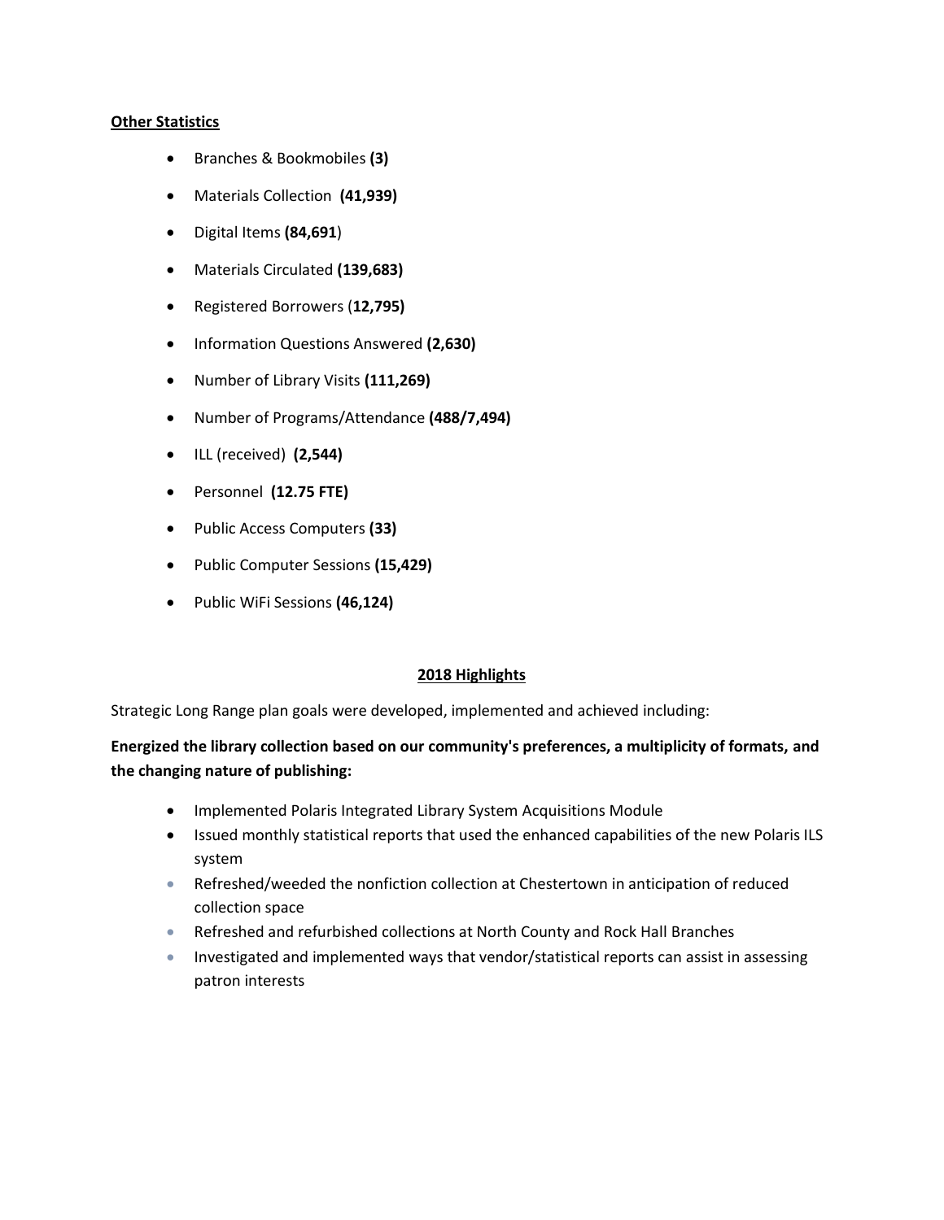**Other Statistics**

- Branches & Bookmobiles **(3)**
- Materials Collection **(41,939)**
- Digital Items **(84,691**)
- Materials Circulated **(139,683)**
- Registered Borrowers (**12,795)**
- Information Questions Answered **(2,630)**
- Number of Library Visits **(111,269)**
- Number of Programs/Attendance **(488/7,494)**
- ILL (received) **(2,544)**
- Personnel **(12.75 FTE)**
- Public Access Computers **(33)**
- Public Computer Sessions **(15,429)**
- Public WiFi Sessions **(46,124)**

## 2018 Highlights

Strategic Long Range plan goals were developed, implemented and achieved including:

**Energized the library collection based on our community's preferences, a multiplicity of formats, and the changing nature of publishing:**

- Implemented Polaris Integrated Library System Acquisitions Module
- Issued monthly statistical reports that used the enhanced capabilities of the new Polaris ILS system
- Refreshed/weeded the nonfiction collection at Chestertown in anticipation of reduced collection space
- Refreshed and refurbished collections at North County and Rock Hall Branches
- Investigated and implemented ways that vendor/statistical reports can assist in assessing patron interests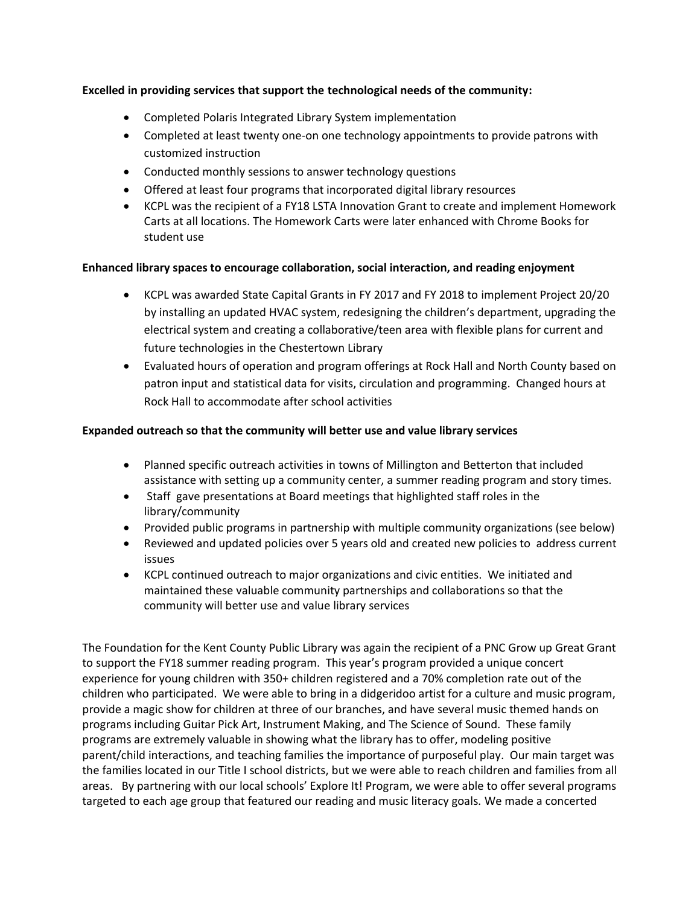**Excelled in providing services that support the technological needs of the community:**

- Completed Polaris Integrated Library System implementation
- Completed at least twenty one-on one technology appointments to provide patrons with customized instruction
- Conducted monthly sessions to answer technology questions
- Offered at least four programs that incorporated digital library resources
- KCPL was the recipient of a FY18 LSTA Innovation Grant to create and implement Homework Carts at all locations. The Homework Carts were later enhanced with Chrome Books for student use

**Enhanced library spaces to encourage collaboration, social interaction, and reading enjoyment**

- KCPL was awarded State Capital Grants in FY 2017 and FY 2018 to implement Project 20/20 by installing an updated HVAC system, redesigning the children's department, upgrading the electrical system and creating a collaborative/teen area with flexible plans for current and future technologies in the Chestertown Library
- Evaluated hours of operation and program offerings at Rock Hall and North County based on patron input and statistical data for visits, circulation and programming. Changed hours at Rock Hall to accommodate after school activities

**Expanded outreach so that the community will better use and value library services**

- Planned specific outreach activities in towns of Millington and Betterton that included assistance with setting up a community center, a summer reading program and story times.
- Staff gave presentations at Board meetings that highlighted staff roles in the library/community
- Provided public programs in partnership with multiple community organizations (see below)
- Reviewed and updated policies over 5 years old and created new policies to address current issues
- KCPL continued outreach to major organizations and civic entities. We initiated and maintained these valuable community partnerships and collaborations so that the community will better use and value library services

The Foundation for the Kent County Public Library was again the recipient of a PNC Grow up Great Grant to support the FY18 summer reading program. This year's program provided a unique concert experience for young children with 350+ children registered and a 70% completion rate out of the children who participated. We were able to bring in a didgeridoo artist for a culture and music program, provide a magic show for children at three of our branches, and have several music themed hands on programs including Guitar Pick Art, Instrument Making, and The Science of Sound. These family programs are extremely valuable in showing what the library has to offer, modeling positive parent/child interactions, and teaching families the importance of purposeful play. Our main target was the families located in our Title I school districts, but we were able to reach children and families from all areas. By partnering with our local schools' Explore It! Program, we were able to offer several programs targeted to each age group that featured our reading and music literacy goals. We made a concerted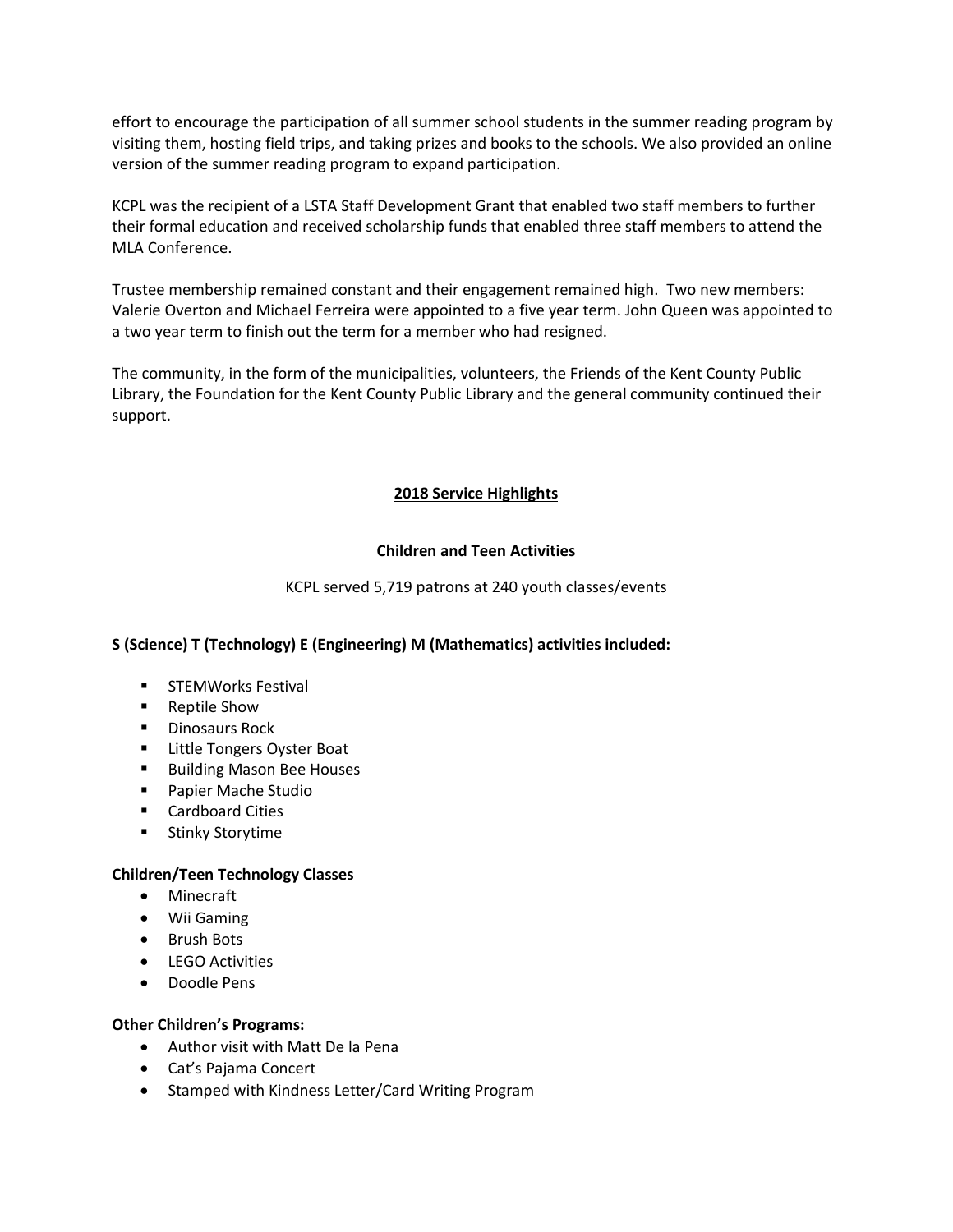effort to encourage the participation of all summer school students in the summer reading program by visiting them, hosting field trips, and taking prizes and books to the schools. We also provided an online version of the summer reading program to expand participation.

KCPL was the recipient of a LSTA Staff Development Grant that enabled two staff members to further their formal education and received scholarship funds that enabled three staff members to attend the MLA Conference.

Trustee membership remained constant and their engagement remained high. Two new members: Valerie Overton and Michael Ferreira were appointed to a five year term. John Queen was appointed to a two year term to finish out the term for a member who had resigned.

The community, in the form of the municipalities, volunteers, the Friends of the Kent County Public Library, the Foundation for the Kent County Public Library and the general community continued their support.

## 2018 Service Highlights

### Children and Teen Activities

KCPL served 5,719 patrons at 240 youth classes/events

**S (Science) T (Technology) E (Engineering) M (Mathematics) activities included:**

- STEMWorks Festival
- Reptile Show
- Dinosaurs Rock
- Little Tongers Oyster Boat
- Building Mason Bee Houses
- Papier Mache Studio
- Cardboard Cities
- Stinky Storytime

**Children/Teen Technology Classes**

- Minecraft
- Wii Gaming
- Brush Bots
- LEGO Activities
- Doodle Pens

**Other Children's Programs:**

- Author visit with Matt De la Pena
- Cat's Pajama Concert
- Stamped with Kindness Letter/Card Writing Program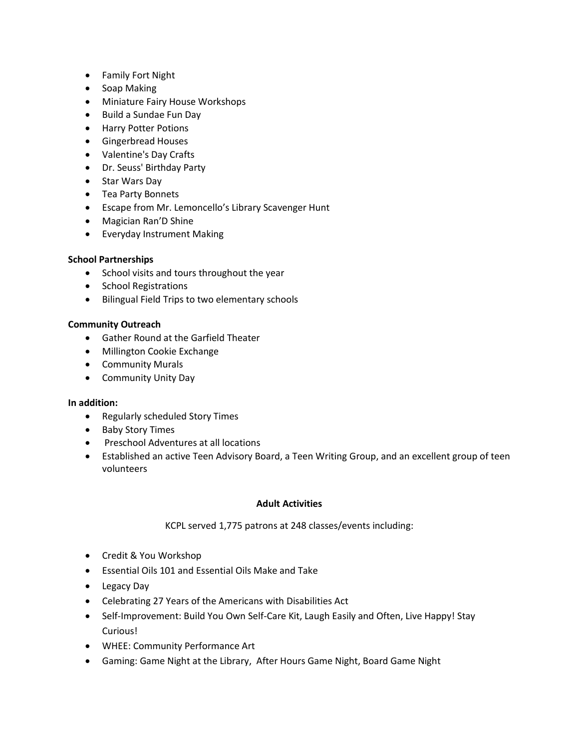- Family Fort Night
- Soap Making
- Miniature Fairy House Workshops
- Build a Sundae Fun Day
- Harry Potter Potions
- Gingerbread Houses
- Valentine's Day Crafts
- Dr. Seuss' Birthday Party
- Star Wars Day
- Tea Party Bonnets
- Escape from Mr. Lemoncello's Library Scavenger Hunt
- Magician Ran'D Shine
- Everyday Instrument Making

**School Partnerships**

- School visits and tours throughout the year
- School Registrations
- Bilingual Field Trips to two elementary schools

**Community Outreach**

- Gather Round at the Garfield Theater
- Millington Cookie Exchange
- Community Murals
- Community Unity Day

**In addition:**

- Regularly scheduled Story Times
- Baby Story Times
- Preschool Adventures at all locations
- Established an active Teen Advisory Board, a Teen Writing Group, and an excellent group of teen volunteers

**Adult Activities**

KCPL served 1,775 patrons at 248 classes/events including:

- Credit & You Workshop
- Essential Oils 101 and Essential Oils Make and Take
- Legacy Day
- Celebrating 27 Years of the Americans with Disabilities Act
- Self-Improvement: Build You Own Self-Care Kit, Laugh Easily and Often, Live Happy! Stay Curious!
- WHEE: Community Performance Art
- Gaming: Game Night at the Library, After Hours Game Night, Board Game Night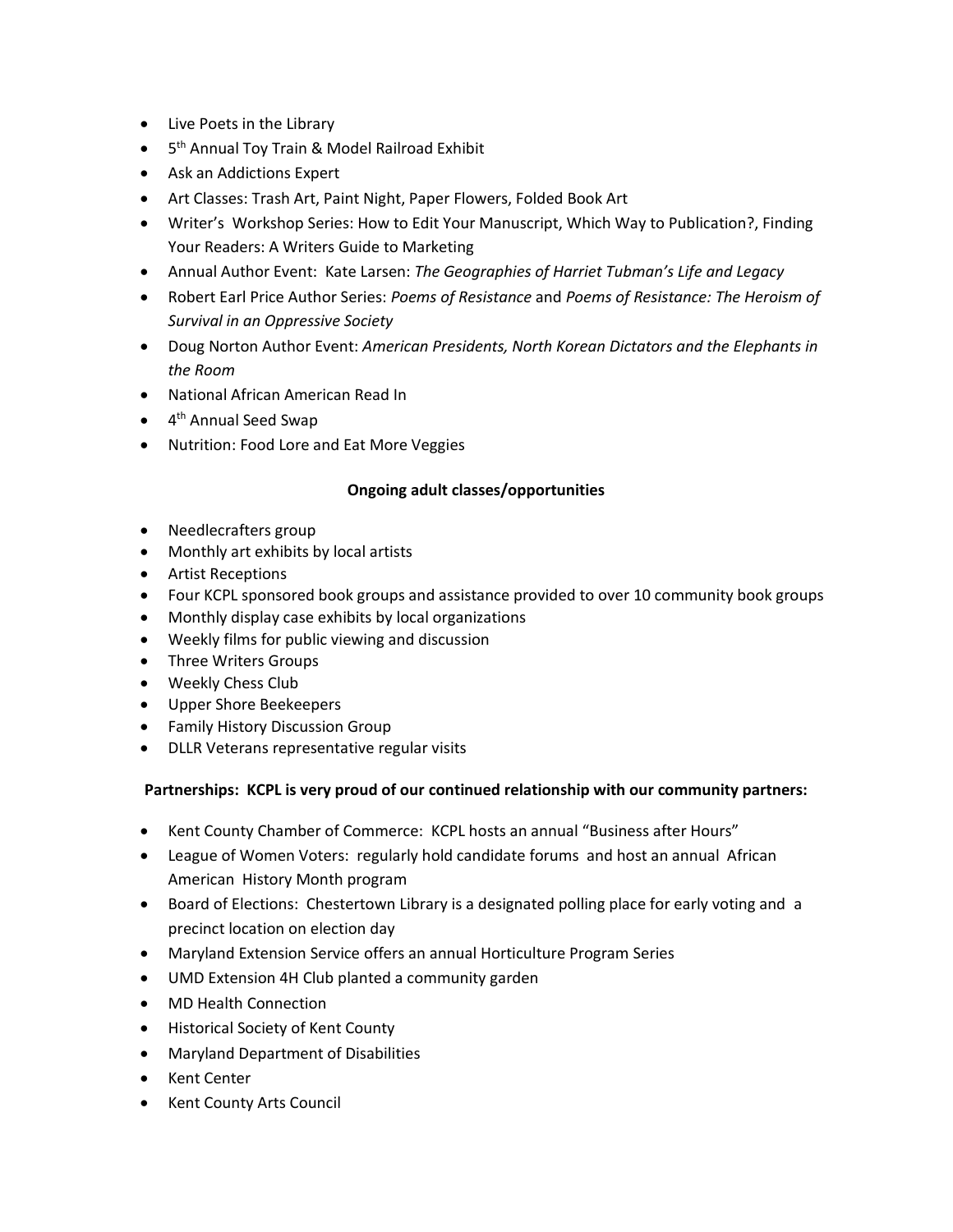- Live Poets in the Library
- 5th Annual Toy Train & Model Railroad Exhibit
- Ask an Addictions Expert
- Art Classes: Trash Art, Paint Night, Paper Flowers, Folded Book Art
- Writer's Workshop Series: How to Edit Your Manuscript, Which Way to Publication?, Finding Your Readers: A Writers Guide to Marketing
- Annual Author Event: Kate Larsen: *The Geographies of Harriet Tubman's Life and Legacy*
- Robert Earl Price Author Series: *Poems of Resistance* and *Poems of Resistance: The Heroism of Survival in an Oppressive Society*
- Doug Norton Author Event: *American Presidents, North Korean Dictators and the Elephants in the Room*
- National African American Read In
- 4th Annual Seed Swap
- Nutrition: Food Lore and Eat More Veggies

**Ongoing adult classes/opportunities**

- Needlecrafters group
- Monthly art exhibits by local artists
- Artist Receptions
- Four KCPL sponsored book groups and assistance provided to over 10 community book groups
- Monthly display case exhibits by local organizations
- Weekly films for public viewing and discussion
- Three Writers Groups
- Weekly Chess Club
- Upper Shore Beekeepers
- Family History Discussion Group
- DLLR Veterans representative regular visits

**Partnerships: KCPL is very proud of our continued relationship with our community partners:**

- Kent County Chamber of Commerce: KCPL hosts an annual "Business after Hours"
- League of Women Voters: regularly hold candidate forums and host an annual African American History Month program
- Board of Elections: Chestertown Library is a designated polling place for early voting and a precinct location on election day
- Maryland Extension Service offers an annual Horticulture Program Series
- UMD Extension 4H Club planted a community garden
- MD Health Connection
- Historical Society of Kent County
- Maryland Department of Disabilities
- Kent Center
- Kent County Arts Council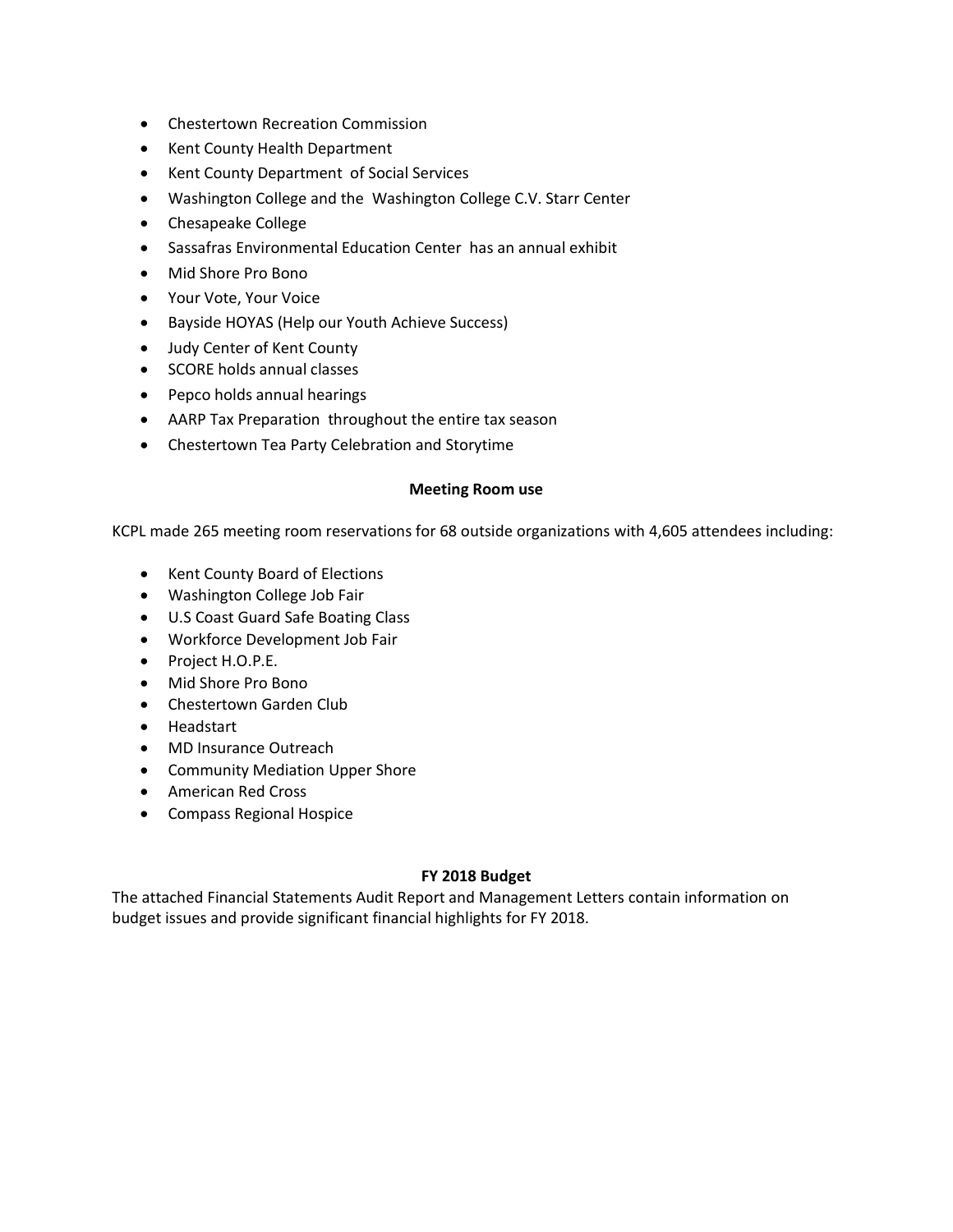- Chestertown Recreation Commission
- Kent County Health Department
- Kent County Department of Social Services
- Washington College and the Washington College C.V. Starr Center
- Chesapeake College
- Sassafras Environmental Education Center has an annual exhibit
- Mid Shore Pro Bono
- Your Vote, Your Voice
- Bayside HOYAS (Help our Youth Achieve Success)
- Judy Center of Kent County
- SCORE holds annual classes
- Pepco holds annual hearings
- AARP Tax Preparation throughout the entire tax season
- Chestertown Tea Party Celebration and Storytime

**Meeting Room use**

KCPL made 265 meeting room reservations for 68 outside organizations with 4,605 attendees including:

- Kent County Board of Elections
- Washington College Job Fair
- U.S Coast Guard Safe Boating Class
- Workforce Development Job Fair
- Project H.O.P.E.
- Mid Shore Pro Bono
- Chestertown Garden Club
- Headstart
- MD Insurance Outreach
- Community Mediation Upper Shore
- American Red Cross
- Compass Regional Hospice

**FY 2018 Budget**

The attached Financial Statements Audit Report and Management Letters contain information on budget issues and provide significant financial highlights for FY 2018.